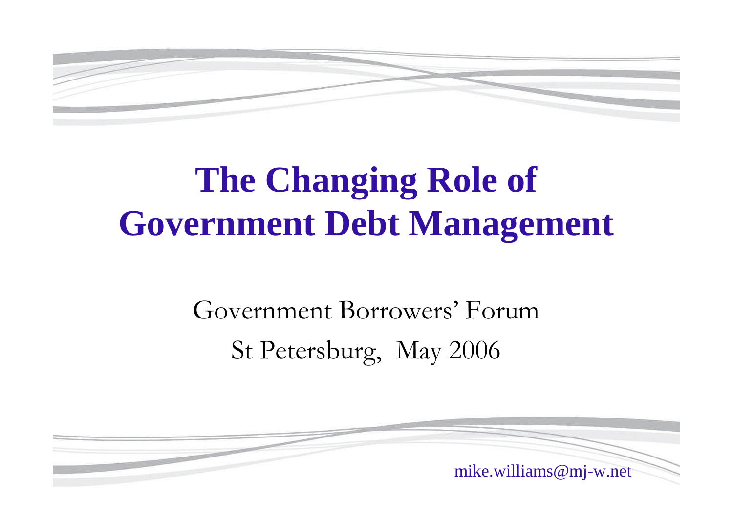# The Changing Role of Government Debt Management

Government Borrowers' Forum

St Petersburg, May 2006

mike.williams@mj-w.net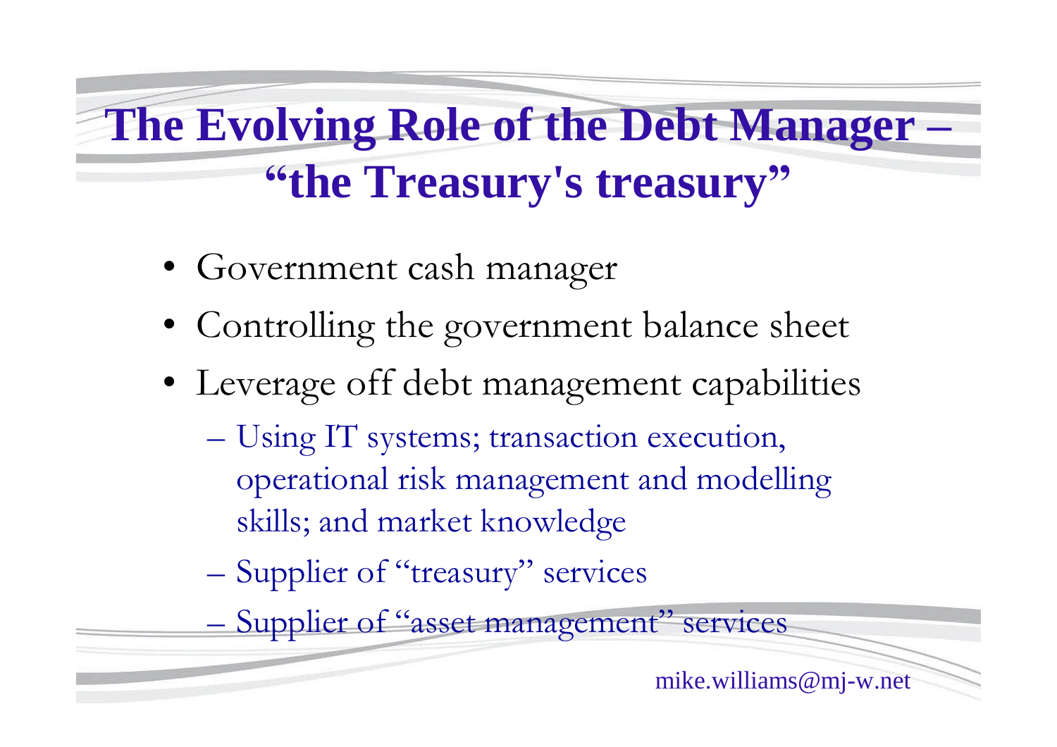# The Evolving Role of the Debt Manager – "the Treasury's treasury"

- Government cash manager
- Controlling the government balance sheet
- Leverage off debt management capabilities
  - Using IT systems; transaction execution, operational risk management and modelling skills; and market knowledge
  - Supplier of "treasury" services
  - Supplier of "asset management" services

mike.williams@mj-w.net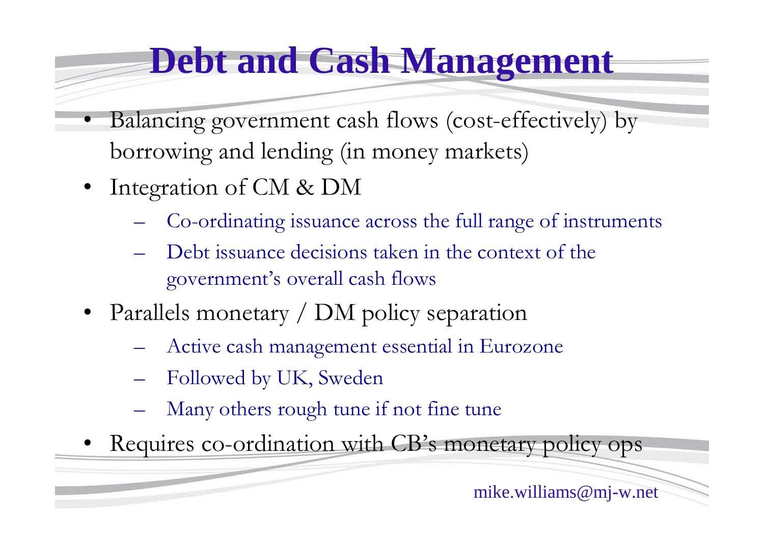# Debt and Cash Management

- Balancing government cash flows (cost-effectively) by borrowing and lending (in money markets)
- Integration of CM & DM
  - Co-ordinating issuance across the full range of instruments
  - Debt issuance decisions taken in the context of the government's overall cash flows
- Parallels monetary / DM policy separation
  - Active cash management essential in Eurozone
  - Followed by UK, Sweden
  - Many others rough tune if not fine tune
- Requires co-ordination with CB's monetary policy ops

mike.williams@mj-w.net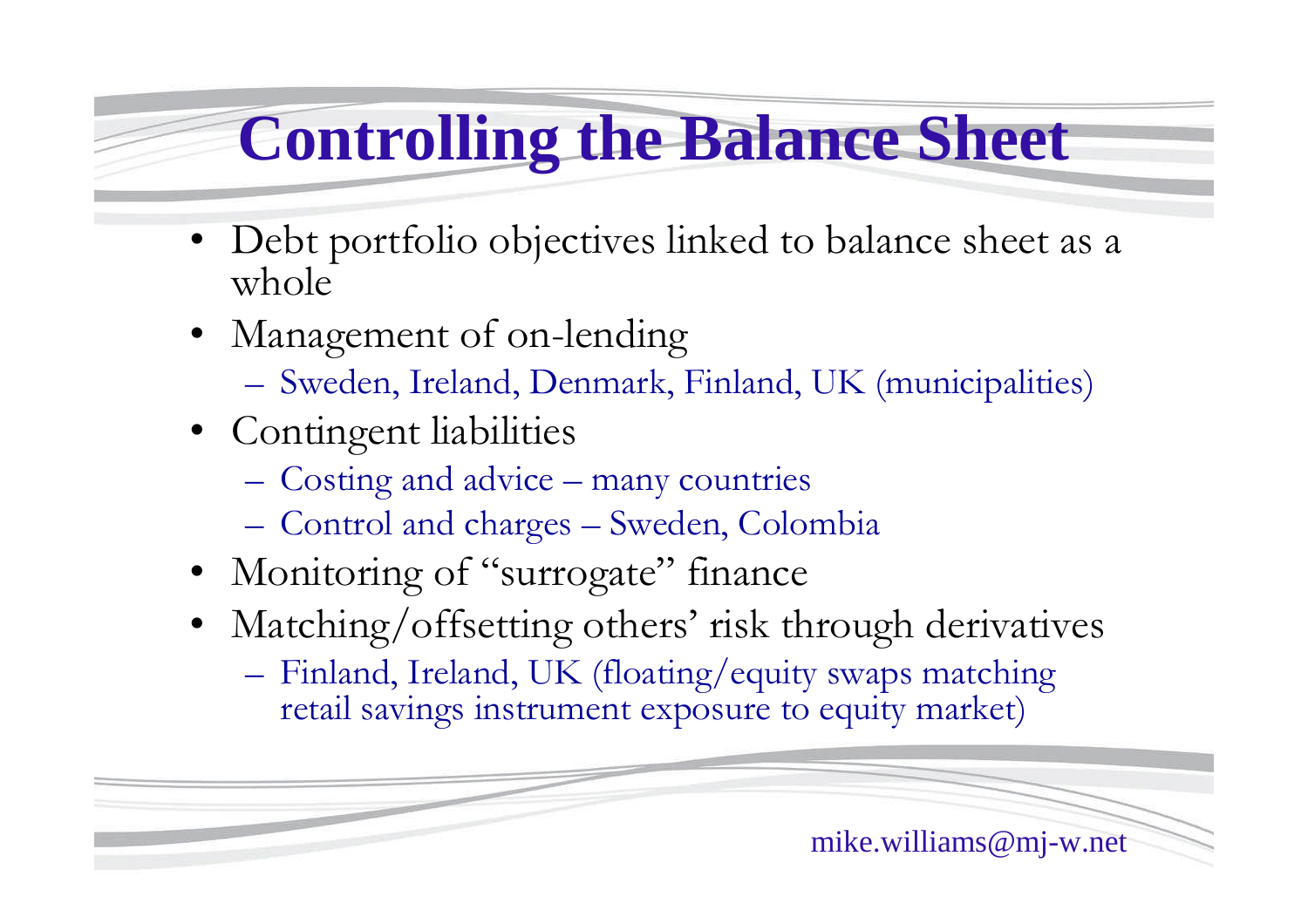# Controlling the Balance Sheet

- Debt portfolio objectives linked to balance sheet as a whole
- Management of on-lending
  - Sweden, Ireland, Denmark, Finland, UK (municipalities)
- Contingent liabilities
  - Costing and advice – many countries
  - Control and charges – Sweden, Colombia
- Monitoring of "surrogate" finance
- Matching/offsetting others' risk through derivatives
  - Finland, Ireland, UK (floating/equity swaps matching retail savings instrument exposure to equity market)

mike.williams@mj-w.net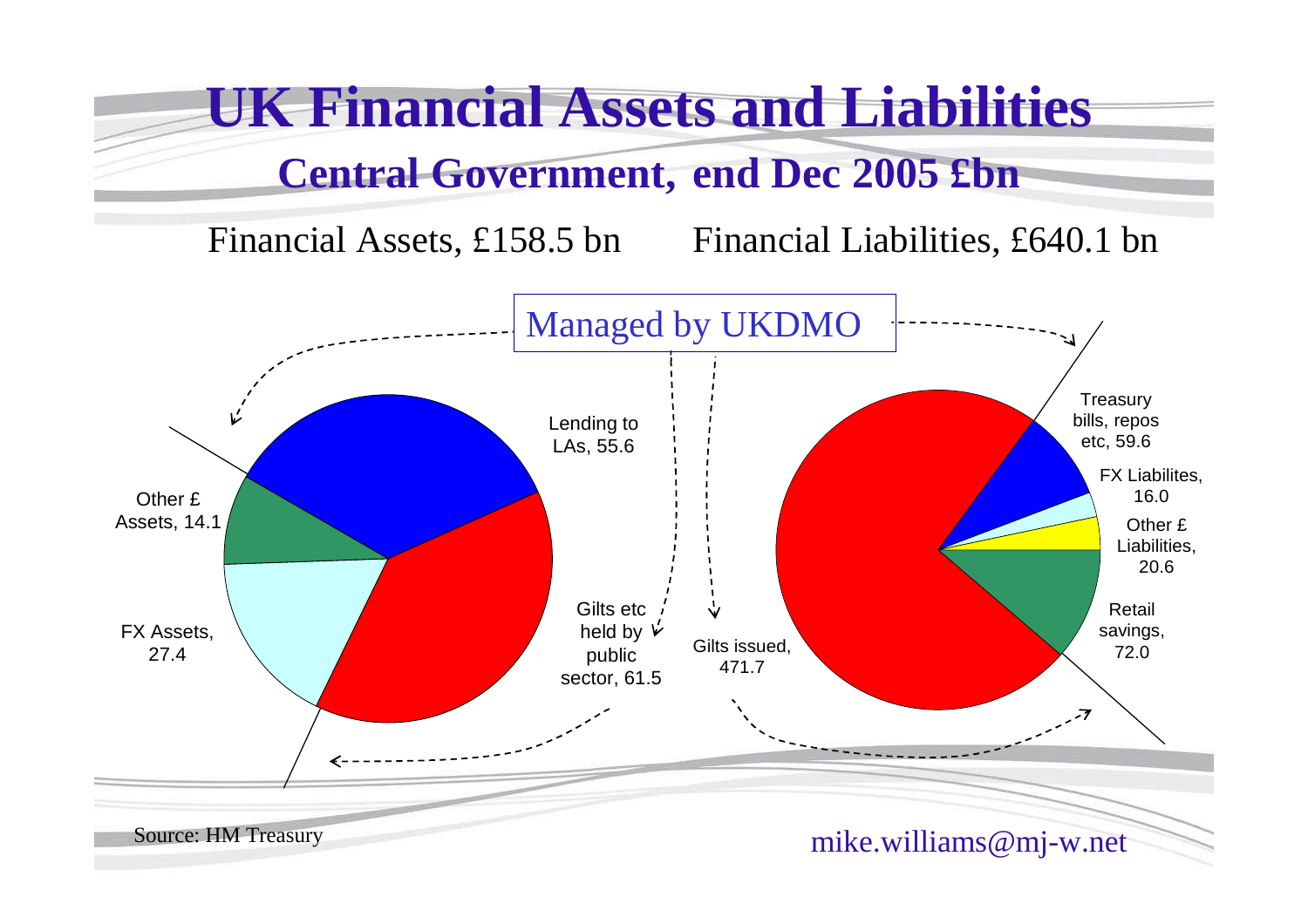# UK Financial Assets and Liabilities

## Central Government, end Dec 2005 £bn

Financial Assets, £158.5 bn

Financial Liabilities, £640.1 bn

Managed by UKDMO

Lending to LAs, 55.6

Other £ Assets, 14.1

FX Assets, 27.4

Gilts etc held by public sector, 61.5

Gilts issued, 471.7

Treasury bills, repos etc, 59.6

FX Liabilites, 16.0

Other £ Liabilities, 20.6

Retail savings, 72.0

Source: HM Treasury

mike.williams@mj-w.net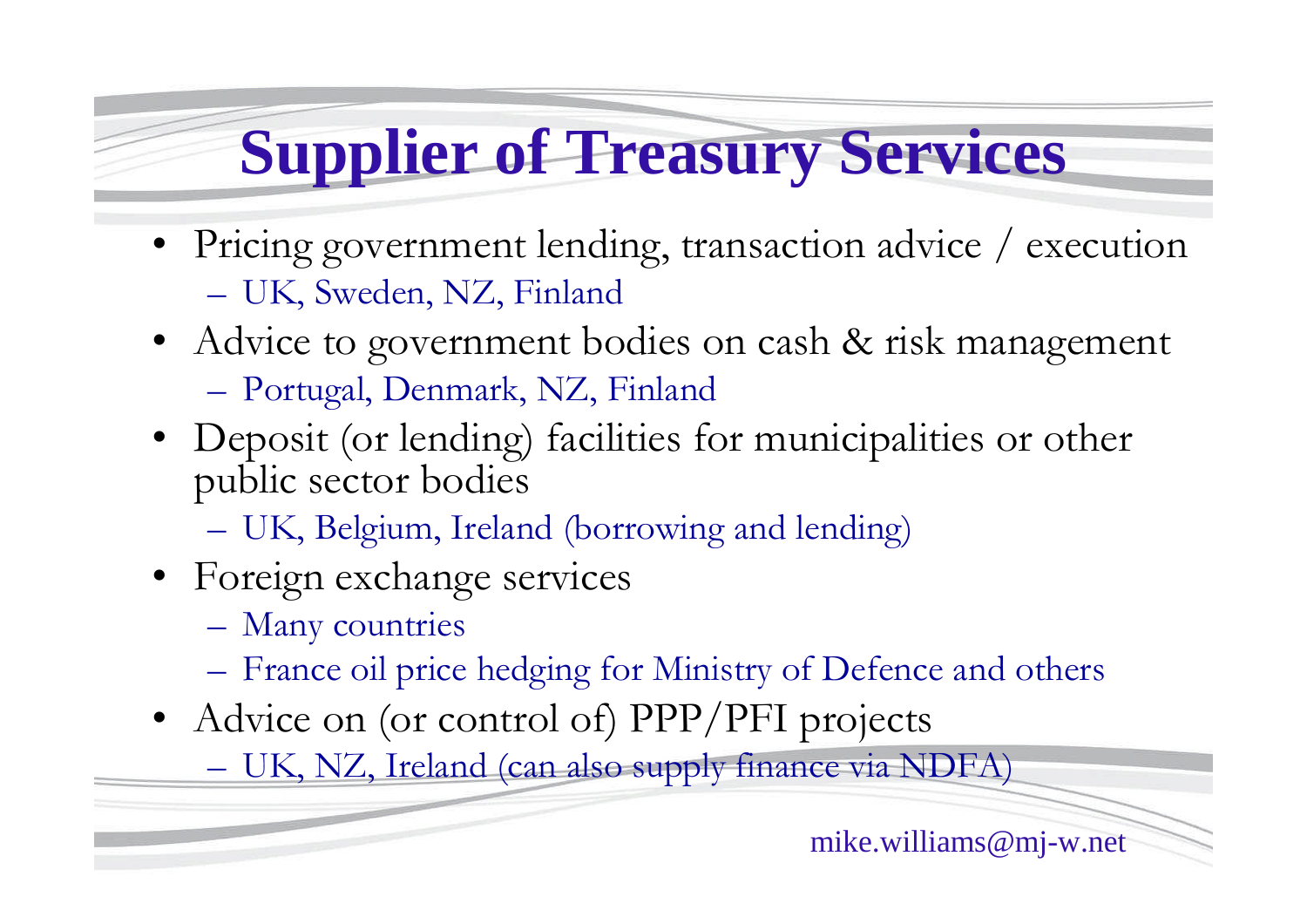# Supplier of Treasury Services

- Pricing government lending, transaction advice / execution
  - UK, Sweden, NZ, Finland
- Advice to government bodies on cash & risk management
  - Portugal, Denmark, NZ, Finland
- Deposit (or lending) facilities for municipalities or other public sector bodies
  - UK, Belgium, Ireland (borrowing and lending)
- Foreign exchange services
  - Many countries
  - France oil price hedging for Ministry of Defence and others
- Advice on (or control of) PPP/PFI projects
  - UK, NZ, Ireland (can also supply finance via NDFA)

mike.williams@mj-w.net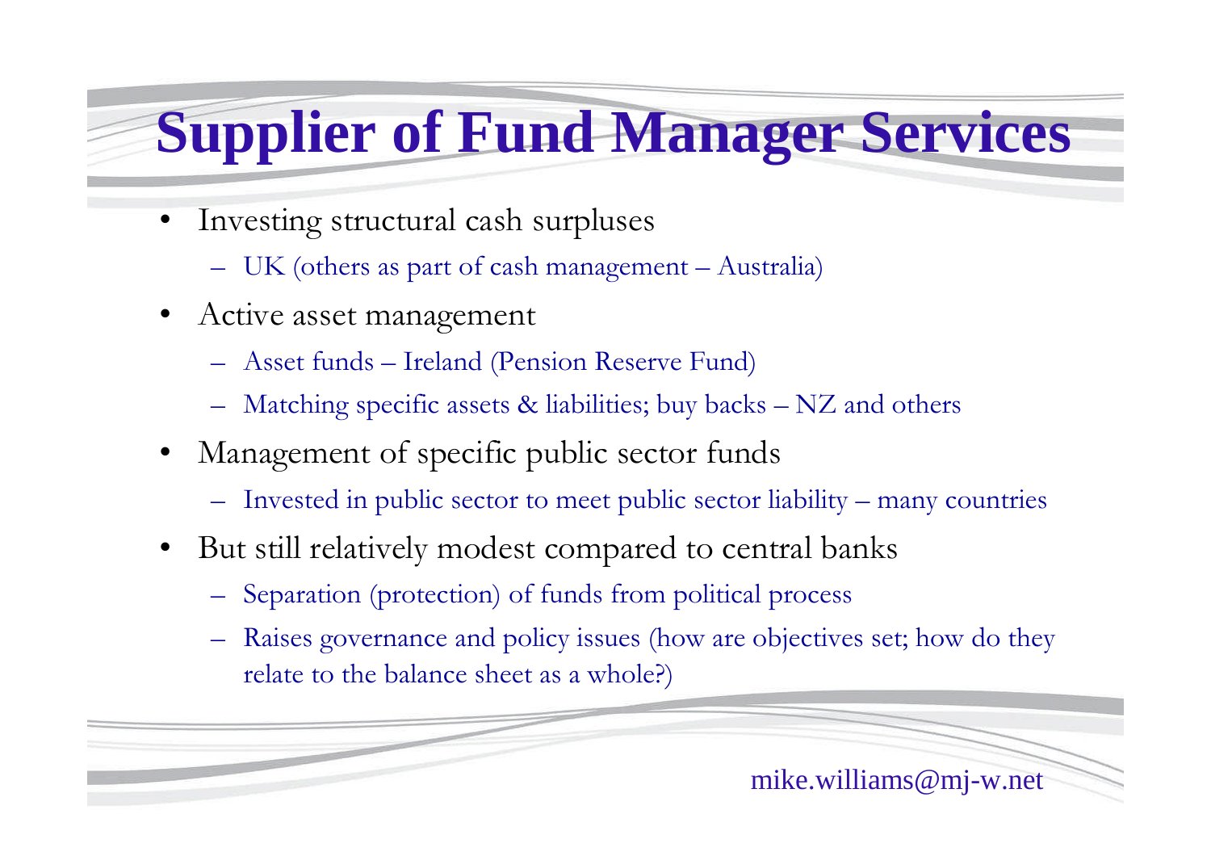# Supplier of Fund Manager Services

- Investing structural cash surpluses
  - UK (others as part of cash management – Australia)
- Active asset management
  - Asset funds – Ireland (Pension Reserve Fund)
  - Matching specific assets & liabilities; buy backs – NZ and others
- Management of specific public sector funds
  - Invested in public sector to meet public sector liability – many countries
- But still relatively modest compared to central banks
  - Separation (protection) of funds from political process
  - Raises governance and policy issues (how are objectives set; how do they relate to the balance sheet as a whole?)

mike.williams@mj-w.net